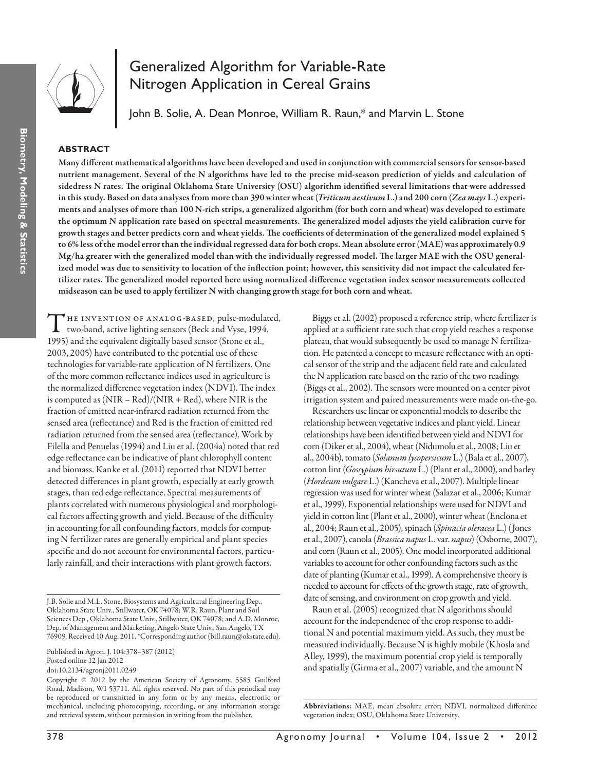# Generalized Algorithm for Variable-Rate Nitrogen Application in Cereal Grains

John B. Solie, A. Dean Monroe, William R. Raun,* and Marvin L. Stone

## ABSTRACT

**Many different mathematical algorithms have been developed and used in conjunction with commercial sensors for sensor-based nutrient management. Several of the N algorithms have led to the precise mid-season prediction of yields and calculation of sidedress N rates. The original Oklahoma State University (OSU) algorithm identified several limitations that were addressed in this study. Based on data analyses from more than 390 winter wheat (*Triticum aestivum* L.) and 200 corn (*Zea mays* L.) experiments and analyses of more than 100 N-rich strips, a generalized algorithm (for both corn and wheat) was developed to estimate the optimum N application rate based on spectral measurements. The generalized model adjusts the yield calibration curve for growth stages and better predicts corn and wheat yields. The coefficients of determination of the generalized model explained 5 to 6% less of the model error than the individual regressed data for both crops. Mean absolute error (MAE) was approximately 0.9 Mg/ha greater with the generalized model than with the individually regressed model. The larger MAE with the OSU generalized model was due to sensitivity to location of the inflection point; however, this sensitivity did not impact the calculated fertilizer rates. The generalized model reported here using normalized difference vegetation index sensor measurements collected midseason can be used to apply fertilizer N with changing growth stage for both corn and wheat.**

The invention of analog-based, pulse-modulated, two-band, active lighting sensors (Beck and Vyse, 1994, 1995) and the equivalent digitally based sensor (Stone et al., 2003, 2005) have contributed to the potential use of these technologies for variable-rate application of N fertilizers. One of the more common reflectance indices used in agriculture is the normalized difference vegetation index (NDVI). The index is computed as (NIR – Red)/(NIR + Red), where NIR is the fraction of emitted near-infrared radiation returned from the sensed area (reflectance) and Red is the fraction of emitted red radiation returned from the sensed area (reflectance). Work by Filella and Penuelas (1994) and Liu et al. (2004a) noted that red edge reflectance can be indicative of plant chlorophyll content and biomass. Kanke et al. (2011) reported that NDVI better detected differences in plant growth, especially at early growth stages, than red edge reflectance. Spectral measurements of plants correlated with numerous physiological and morphological factors affecting growth and yield. Because of the difficulty in accounting for all confounding factors, models for computing N fertilizer rates are generally empirical and plant species specific and do not account for environmental factors, particularly rainfall, and their interactions with plant growth factors.

Biggs et al. (2002) proposed a reference strip, where fertilizer is applied at a sufficient rate such that crop yield reaches a response plateau, that would subsequently be used to manage N fertilization. He patented a concept to measure reflectance with an optical sensor of the strip and the adjacent field rate and calculated the N application rate based on the ratio of the two readings (Biggs et al., 2002). The sensors were mounted on a center pivot irrigation system and paired measurements were made on-the-go.

Researchers use linear or exponential models to describe the relationship between vegetative indices and plant yield. Linear relationships have been identified between yield and NDVI for corn (Diker et al., 2004), wheat (Nidumolu et al., 2008; Liu et al., 2004b), tomato (*Solanum lycopersicum* L.) (Bala et al., 2007), cotton lint (*Gossypium hirsutum* L.) (Plant et al., 2000), and barley (*Hordeum vulgare* L.) (Kancheva et al., 2007). Multiple linear regression was used for winter wheat (Salazar et al., 2006; Kumar et al., 1999). Exponential relationships were used for NDVI and yield in cotton lint (Plant et al., 2000), winter wheat (Enclona et al., 2004; Raun et al., 2005), spinach (*Spinacia oleracea* L.) (Jones et al., 2007), canola (*Brassica napus* L. var. *napus*) (Osborne, 2007), and corn (Raun et al., 2005). One model incorporated additional variables to account for other confounding factors such as the date of planting (Kumar et al., 1999). A comprehensive theory is needed to account for effects of the growth stage, rate of growth, date of sensing, and environment on crop growth and yield.

Raun et al. (2005) recognized that N algorithms should account for the independence of the crop response to additional N and potential maximum yield. As such, they must be measured individually. Because N is highly mobile (Khosla and Alley, 1999), the maximum potential crop yield is temporally and spatially (Girma et al., 2007) variable, and the amount N

J.B. Solie and M.L. Stone, Biosystems and Agricultural Engineering Dep., Oklahoma State Univ., Stillwater, OK 74078; W.R. Raun, Plant and Soil Sciences Dep., Oklahoma State Univ., Stillwater, OK 74078; and A.D. Monroe, Dep. of Management and Marketing, Angelo State Univ., San Angelo, TX 76909. Received 10 Aug. 2011. *Corresponding author (bill.raun@okstate.edu).

Published in Agron. J. 104:378–387 (2012)
Posted online 12 Jan 2012
doi:10.2134/agronj2011.0249

Copyright © 2012 by the American Society of Agronomy, 5585 Guilford Road, Madison, WI 53711. All rights reserved. No part of this periodical may be reproduced or transmitted in any form or by any means, electronic or mechanical, including photocopying, recording, or any information storage and retrieval system, without permission in writing from the publisher.

**Abbreviations:** MAE, mean absolute error; NDVI, normalized difference vegetation index; OSU, Oklahoma State University.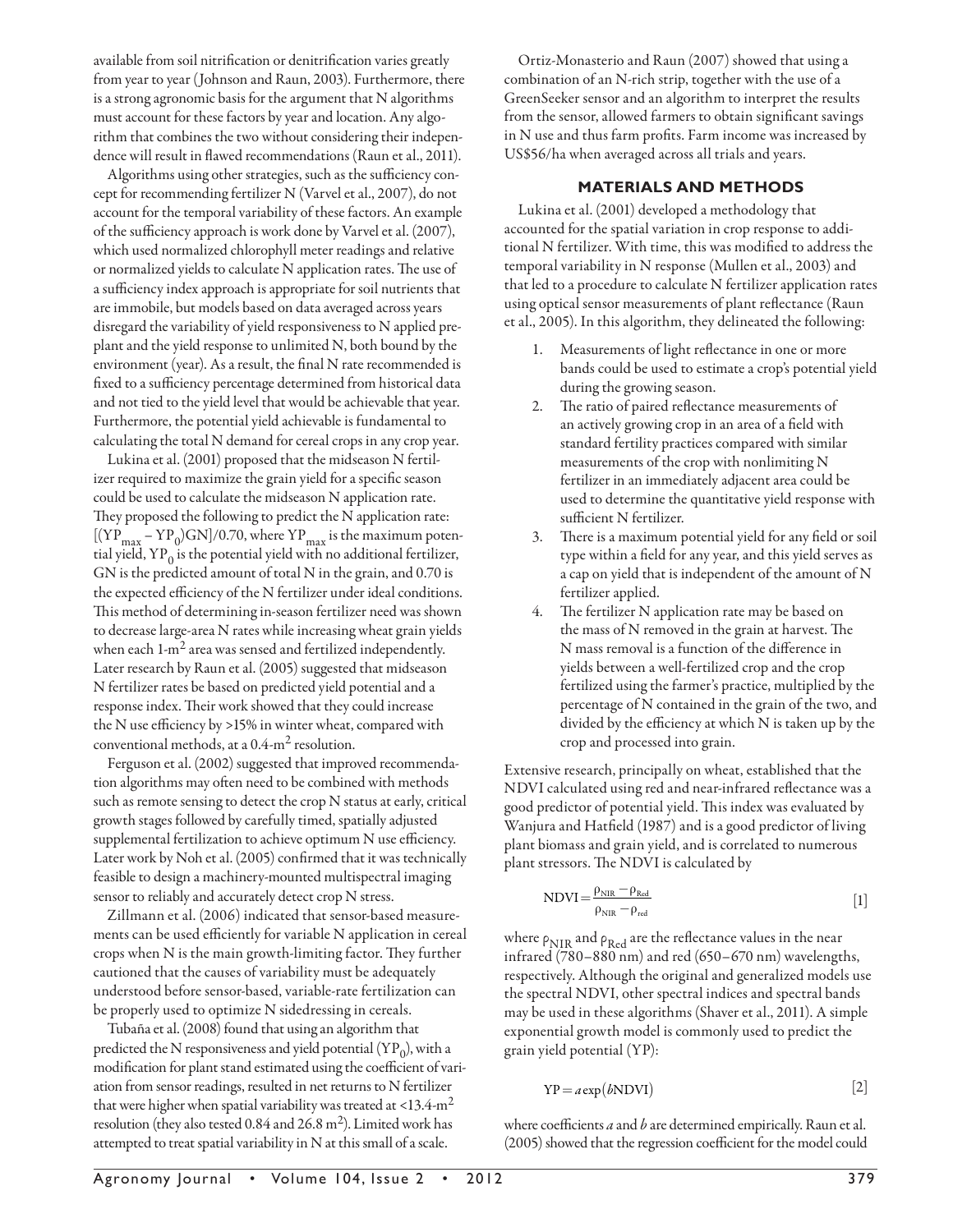available from soil nitrification or denitrification varies greatly from year to year (Johnson and Raun, 2003). Furthermore, there is a strong agronomic basis for the argument that N algorithms must account for these factors by year and location. Any algorithm that combines the two without considering their independence will result in flawed recommendations (Raun et al., 2011).

Algorithms using other strategies, such as the sufficiency concept for recommending fertilizer N (Varvel et al., 2007), do not account for the temporal variability of these factors. An example of the sufficiency approach is work done by Varvel et al. (2007), which used normalized chlorophyll meter readings and relative or normalized yields to calculate N application rates. The use of a sufficiency index approach is appropriate for soil nutrients that are immobile, but models based on data averaged across years disregard the variability of yield responsiveness to N applied preplant and the yield response to unlimited N, both bound by the environment (year). As a result, the final N rate recommended is fixed to a sufficiency percentage determined from historical data and not tied to the yield level that would be achievable that year. Furthermore, the potential yield achievable is fundamental to calculating the total N demand for cereal crops in any crop year.

Lukina et al. (2001) proposed that the midseason N fertilizer required to maximize the grain yield for a specific season could be used to calculate the midseason N application rate. They proposed the following to predict the N application rate: $[(YP_{max} - YP_0)GN]/0.70$, where $YP_{max}$ is the maximum potential yield, $YP_0$ is the potential yield with no additional fertilizer, GN is the predicted amount of total N in the grain, and 0.70 is the expected efficiency of the N fertilizer under ideal conditions. This method of determining in-season fertilizer need was shown to decrease large-area N rates while increasing wheat grain yields when each 1-$m^2$ area was sensed and fertilized independently. Later research by Raun et al. (2005) suggested that midseason N fertilizer rates be based on predicted yield potential and a response index. Their work showed that they could increase the N use efficiency by >15% in winter wheat, compared with conventional methods, at a 0.4-$m^2$ resolution.

Ferguson et al. (2002) suggested that improved recommendation algorithms may often need to be combined with methods such as remote sensing to detect the crop N status at early, critical growth stages followed by carefully timed, spatially adjusted supplemental fertilization to achieve optimum N use efficiency. Later work by Noh et al. (2005) confirmed that it was technically feasible to design a machinery-mounted multispectral imaging sensor to reliably and accurately detect crop N stress.

Zillmann et al. (2006) indicated that sensor-based measurements can be used efficiently for variable N application in cereal crops when N is the main growth-limiting factor. They further cautioned that the causes of variability must be adequately understood before sensor-based, variable-rate fertilization can be properly used to optimize N sidedressing in cereals.

Tubaña et al. (2008) found that using an algorithm that predicted the N responsiveness and yield potential ($YP_0$), with a modification for plant stand estimated using the coefficient of variation from sensor readings, resulted in net returns to N fertilizer that were higher when spatial variability was treated at <13.4-$m^2$ resolution (they also tested 0.84 and 26.8 $m^2$). Limited work has attempted to treat spatial variability in N at this small of a scale.

Ortiz-Monasterio and Raun (2007) showed that using a combination of an N-rich strip, together with the use of a GreenSeeker sensor and an algorithm to interpret the results from the sensor, allowed farmers to obtain significant savings in N use and thus farm profits. Farm income was increased by US$56/ha when averaged across all trials and years.

## MATERIALS AND METHODS

Lukina et al. (2001) developed a methodology that accounted for the spatial variation in crop response to additional N fertilizer. With time, this was modified to address the temporal variability in N response (Mullen et al., 2003) and that led to a procedure to calculate N fertilizer application rates using optical sensor measurements of plant reflectance (Raun et al., 2005). In this algorithm, they delineated the following:

1. Measurements of light reflectance in one or more bands could be used to estimate a crop's potential yield during the growing season.
2. The ratio of paired reflectance measurements of an actively growing crop in an area of a field with standard fertility practices compared with similar measurements of the crop with nonlimiting N fertilizer in an immediately adjacent area could be used to determine the quantitative yield response with sufficient N fertilizer.
3. There is a maximum potential yield for any field or soil type within a field for any year, and this yield serves as a cap on yield that is independent of the amount of N fertilizer applied.
4. The fertilizer N application rate may be based on the mass of N removed in the grain at harvest. The N mass removal is a function of the difference in yields between a well-fertilized crop and the crop fertilized using the farmer's practice, multiplied by the percentage of N contained in the grain of the two, and divided by the efficiency at which N is taken up by the crop and processed into grain.

Extensive research, principally on wheat, established that the NDVI calculated using red and near-infrared reflectance was a good predictor of potential yield. This index was evaluated by Wanjura and Hatfield (1987) and is a good predictor of living plant biomass and grain yield, and is correlated to numerous plant stressors. The NDVI is calculated by

$$\mathrm{NDVI} = \frac{\rho_{\mathrm{NIR}} - \rho_{\mathrm{Red}}}{\rho_{\mathrm{NIR}} - \rho_{\mathrm{red}}} \qquad [1]$$

where $\rho_{NIR}$ and $\rho_{Red}$ are the reflectance values in the near infrared (780–880 nm) and red (650–670 nm) wavelengths, respectively. Although the original and generalized models use the spectral NDVI, other spectral indices and spectral bands may be used in these algorithms (Shaver et al., 2011). A simple exponential growth model is commonly used to predict the grain yield potential (YP):

$$\mathrm{YP} = a\exp(b\mathrm{NDVI}) \qquad [2]$$

where coefficients *a* and *b* are determined empirically. Raun et al. (2005) showed that the regression coefficient for the model could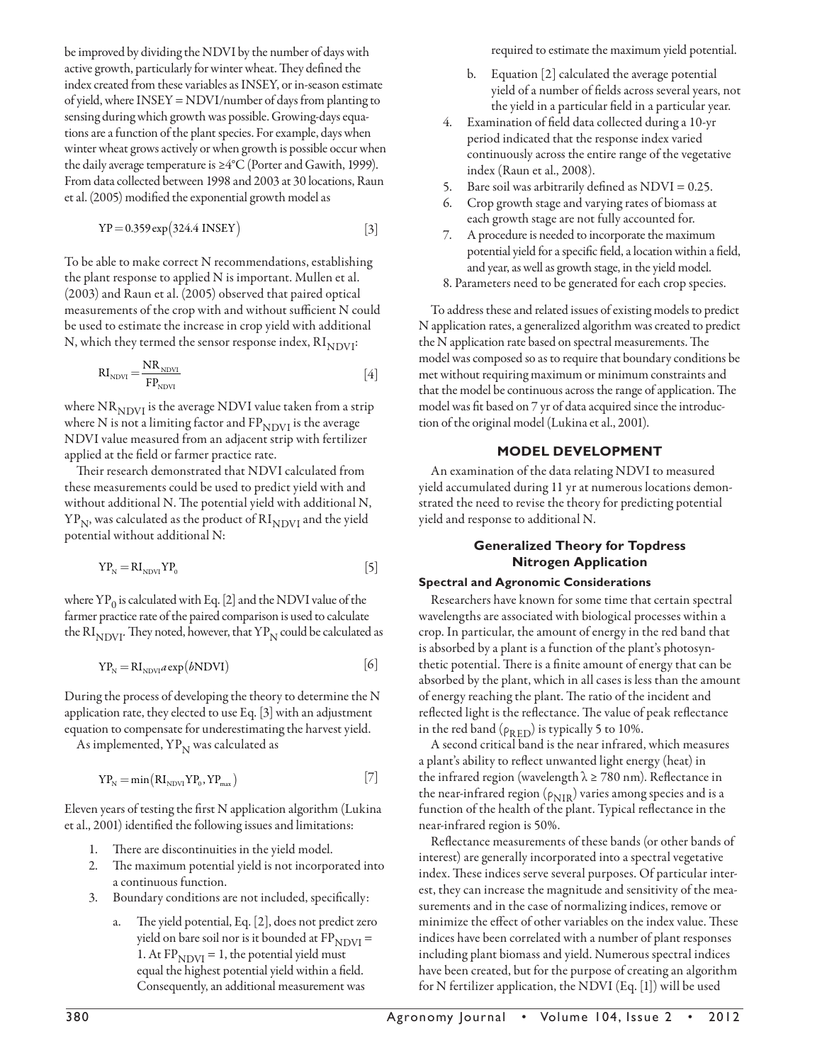be improved by dividing the NDVI by the number of days with active growth, particularly for winter wheat. They defined the index created from these variables as INSEY, or in-season estimate of yield, where INSEY = NDVI/number of days from planting to sensing during which growth was possible. Growing-days equations are a function of the plant species. For example, days when winter wheat grows actively or when growth is possible occur when the daily average temperature is ≥4°C (Porter and Gawith, 1999). From data collected between 1998 and 2003 at 30 locations, Raun et al. (2005) modified the exponential growth model as

$$\mathrm{YP} = 0.359\exp(324.4\ \mathrm{INSEY}) \qquad [3]$$

To be able to make correct N recommendations, establishing the plant response to applied N is important. Mullen et al. (2003) and Raun et al. (2005) observed that paired optical measurements of the crop with and without sufficient N could be used to estimate the increase in crop yield with additional N, which they termed the sensor response index, $\mathrm{RI_{NDVI}}$:

$$\mathrm{RI_{NDVI}} = \frac{\mathrm{NR_{NDVI}}}{\mathrm{FP_{NDVI}}} \qquad [4]$$

where $\mathrm{NR_{NDVI}}$ is the average NDVI value taken from a strip where N is not a limiting factor and $\mathrm{FP_{NDVI}}$ is the average NDVI value measured from an adjacent strip with fertilizer applied at the field or farmer practice rate.

Their research demonstrated that NDVI calculated from these measurements could be used to predict yield with and without additional N. The potential yield with additional N, $\mathrm{YP_N}$, was calculated as the product of $\mathrm{RI_{NDVI}}$ and the yield potential without additional N:

$$\mathrm{YP_N} = \mathrm{RI_{NDVI}}\mathrm{YP_0} \qquad [5]$$

where $\mathrm{YP_0}$ is calculated with Eq. [2] and the NDVI value of the farmer practice rate of the paired comparison is used to calculate the $\mathrm{RI_{NDVI}}$. They noted, however, that $\mathrm{YP_N}$ could be calculated as

$$\mathrm{YP_N} = \mathrm{RI_{NDVI}}\,a\exp(b\mathrm{NDVI}) \qquad [6]$$

During the process of developing the theory to determine the N application rate, they elected to use Eq. [3] with an adjustment equation to compensate for underestimating the harvest yield.

As implemented, $\mathrm{YP_N}$ was calculated as

$$\mathrm{YP_N} = \min(\mathrm{RI_{NDVI}}\mathrm{YP_0}, \mathrm{YP_{max}}) \qquad [7]$$

Eleven years of testing the first N application algorithm (Lukina et al., 2001) identified the following issues and limitations:

1. There are discontinuities in the yield model.
2. The maximum potential yield is not incorporated into a continuous function.
3. Boundary conditions are not included, specifically:
   a. The yield potential, Eq. [2], does not predict zero yield on bare soil nor is it bounded at $\mathrm{FP_{NDVI}} = 1$. At $\mathrm{FP_{NDVI}} = 1$, the potential yield must equal the highest potential yield within a field. Consequently, an additional measurement was required to estimate the maximum yield potential.
   b. Equation [2] calculated the average potential yield of a number of fields across several years, not the yield in a particular field in a particular year.
4. Examination of field data collected during a 10-yr period indicated that the response index varied continuously across the entire range of the vegetative index (Raun et al., 2008).
5. Bare soil was arbitrarily defined as NDVI = 0.25.
6. Crop growth stage and varying rates of biomass at each growth stage are not fully accounted for.
7. A procedure is needed to incorporate the maximum potential yield for a specific field, a location within a field, and year, as well as growth stage, in the yield model.
8. Parameters need to be generated for each crop species.

To address these and related issues of existing models to predict N application rates, a generalized algorithm was created to predict the N application rate based on spectral measurements. The model was composed so as to require that boundary conditions be met without requiring maximum or minimum constraints and that the model be continuous across the range of application. The model was fit based on 7 yr of data acquired since the introduction of the original model (Lukina et al., 2001).

## MODEL DEVELOPMENT

An examination of the data relating NDVI to measured yield accumulated during 11 yr at numerous locations demonstrated the need to revise the theory for predicting potential yield and response to additional N.

### Generalized Theory for Topdress Nitrogen Application

#### Spectral and Agronomic Considerations

Researchers have known for some time that certain spectral wavelengths are associated with biological processes within a crop. In particular, the amount of energy in the red band that is absorbed by a plant is a function of the plant's photosynthetic potential. There is a finite amount of energy that can be absorbed by the plant, which in all cases is less than the amount of energy reaching the plant. The ratio of the incident and reflected light is the reflectance. The value of peak reflectance in the red band ($\rho_{\mathrm{RED}}$) is typically 5 to 10%.

A second critical band is the near infrared, which measures a plant's ability to reflect unwanted light energy (heat) in the infrared region (wavelength $\lambda \geq 780$ nm). Reflectance in the near-infrared region ($\rho_{\mathrm{NIR}}$) varies among species and is a function of the health of the plant. Typical reflectance in the near-infrared region is 50%.

Reflectance measurements of these bands (or other bands of interest) are generally incorporated into a spectral vegetative index. These indices serve several purposes. Of particular interest, they can increase the magnitude and sensitivity of the measurements and in the case of normalizing indices, remove or minimize the effect of other variables on the index value. These indices have been correlated with a number of plant responses including plant biomass and yield. Numerous spectral indices have been created, but for the purpose of creating an algorithm for N fertilizer application, the NDVI (Eq. [1]) will be used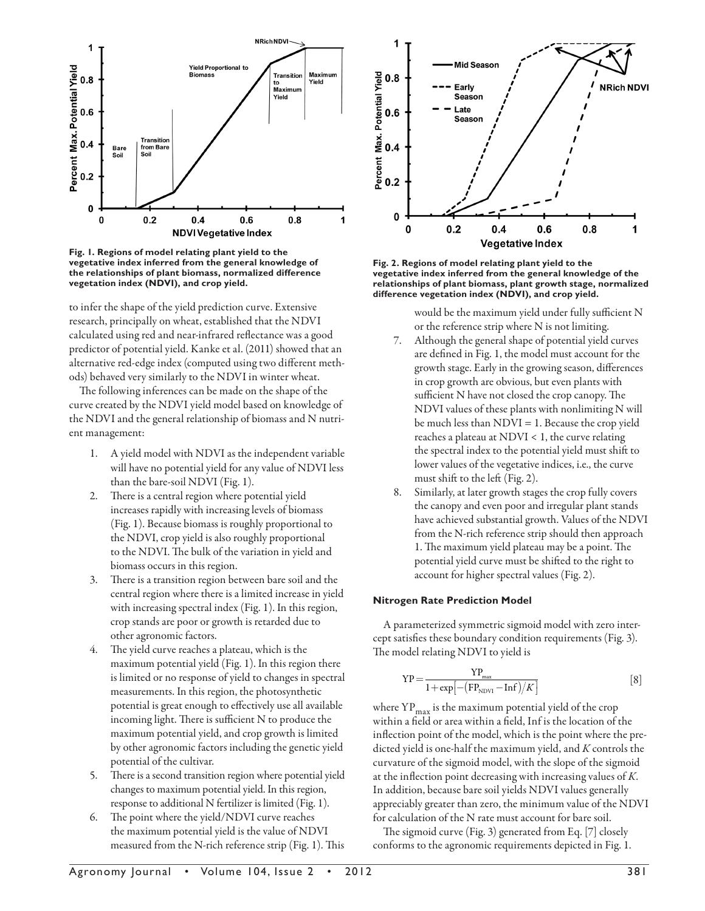**Fig. 1. Regions of model relating plant yield to the vegetative index inferred from the general knowledge of the relationships of plant biomass, normalized difference vegetation index (NDVI), and crop yield.**

**Fig. 2. Regions of model relating plant yield to the vegetative index inferred from the general knowledge of the relationships of plant biomass, plant growth stage, normalized difference vegetation index (NDVI), and crop yield.**

to infer the shape of the yield prediction curve. Extensive research, principally on wheat, established that the NDVI calculated using red and near-infrared reflectance was a good predictor of potential yield. Kanke et al. (2011) showed that an alternative red-edge index (computed using two different methods) behaved very similarly to the NDVI in winter wheat.

The following inferences can be made on the shape of the curve created by the NDVI yield model based on knowledge of the NDVI and the general relationship of biomass and N nutrient management:

1. A yield model with NDVI as the independent variable will have no potential yield for any value of NDVI less than the bare-soil NDVI (Fig. 1).
2. There is a central region where potential yield increases rapidly with increasing levels of biomass (Fig. 1). Because biomass is roughly proportional to the NDVI, crop yield is also roughly proportional to the NDVI. The bulk of the variation in yield and biomass occurs in this region.
3. There is a transition region between bare soil and the central region where there is a limited increase in yield with increasing spectral index (Fig. 1). In this region, crop stands are poor or growth is retarded due to other agronomic factors.
4. The yield curve reaches a plateau, which is the maximum potential yield (Fig. 1). In this region there is limited or no response of yield to changes in spectral measurements. In this region, the photosynthetic potential is great enough to effectively use all available incoming light. There is sufficient N to produce the maximum potential yield, and crop growth is limited by other agronomic factors including the genetic yield potential of the cultivar.
5. There is a second transition region where potential yield changes to maximum potential yield. In this region, response to additional N fertilizer is limited (Fig. 1).
6. The point where the yield/NDVI curve reaches the maximum potential yield is the value of NDVI measured from the N-rich reference strip (Fig. 1). This would be the maximum yield under fully sufficient N or the reference strip where N is not limiting.
7. Although the general shape of potential yield curves are defined in Fig. 1, the model must account for the growth stage. Early in the growing season, differences in crop growth are obvious, but even plants with sufficient N have not closed the crop canopy. The NDVI values of these plants with nonlimiting N will be much less than NDVI = 1. Because the crop yield reaches a plateau at NDVI < 1, the curve relating the spectral index to the potential yield must shift to lower values of the vegetative indices, i.e., the curve must shift to the left (Fig. 2).
8. Similarly, at later growth stages the crop fully covers the canopy and even poor and irregular plant stands have achieved substantial growth. Values of the NDVI from the N-rich reference strip should then approach 1. The maximum yield plateau may be a point. The potential yield curve must be shifted to the right to account for higher spectral values (Fig. 2).

### Nitrogen Rate Prediction Model

A parameterized symmetric sigmoid model with zero intercept satisfies these boundary condition requirements (Fig. 3). The model relating NDVI to yield is

$$\mathrm{YP} = \frac{\mathrm{YP}_{\max}}{1+\exp\left[-\left(\mathrm{FP}_{\mathrm{NDVI}}-\mathrm{Inf}\right)/K\right]} \qquad [8]$$

where $\mathrm{YP}_{\max}$ is the maximum potential yield of the crop within a field or area within a field, Inf is the location of the inflection point of the model, which is the point where the predicted yield is one-half the maximum yield, and $K$ controls the curvature of the sigmoid model, with the slope of the sigmoid at the inflection point decreasing with increasing values of $K$. In addition, because bare soil yields NDVI values generally appreciably greater than zero, the minimum value of the NDVI for calculation of the N rate must account for bare soil.

The sigmoid curve (Fig. 3) generated from Eq. [7] closely conforms to the agronomic requirements depicted in Fig. 1.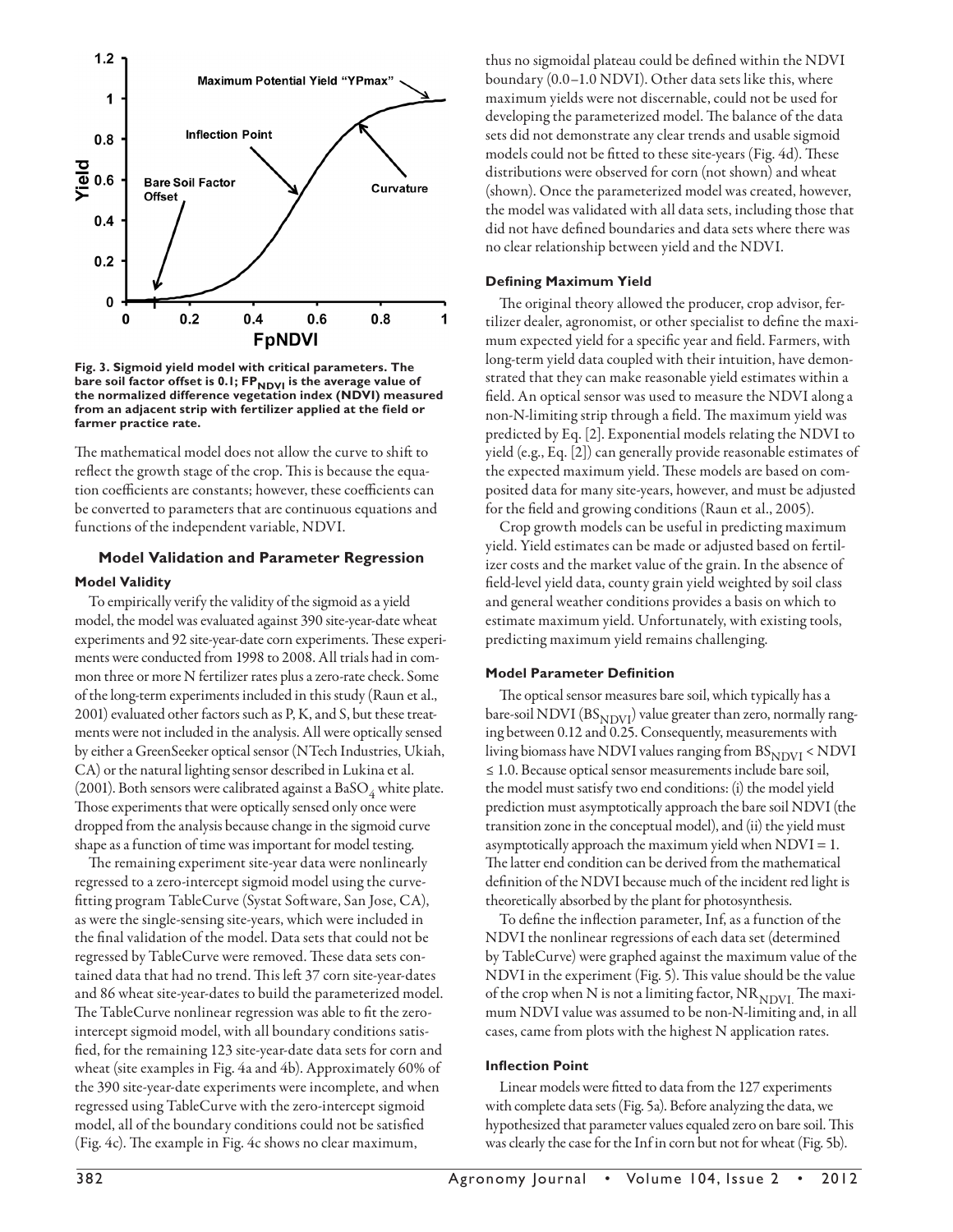Fig. 3. Sigmoid yield model with critical parameters. The bare soil factor offset is 0.1; $FP_{NDVI}$ is the average value of the normalized difference vegetation index (NDVI) measured from an adjacent strip with fertilizer applied at the field or farmer practice rate.

The mathematical model does not allow the curve to shift to reflect the growth stage of the crop. This is because the equation coefficients are constants; however, these coefficients can be converted to parameters that are continuous equations and functions of the independent variable, NDVI.

## Model Validation and Parameter Regression

### Model Validity

To empirically verify the validity of the sigmoid as a yield model, the model was evaluated against 390 site-year-date wheat experiments and 92 site-year-date corn experiments. These experiments were conducted from 1998 to 2008. All trials had in common three or more N fertilizer rates plus a zero-rate check. Some of the long-term experiments included in this study (Raun et al., 2001) evaluated other factors such as P, K, and S, but these treatments were not included in the analysis. All were optically sensed by either a GreenSeeker optical sensor (NTech Industries, Ukiah, CA) or the natural lighting sensor described in Lukina et al. (2001). Both sensors were calibrated against a $BaSO_4$ white plate. Those experiments that were optically sensed only once were dropped from the analysis because change in the sigmoid curve shape as a function of time was important for model testing.

The remaining experiment site-year data were nonlinearly regressed to a zero-intercept sigmoid model using the curve-fitting program TableCurve (Systat Software, San Jose, CA), as were the single-sensing site-years, which were included in the final validation of the model. Data sets that could not be regressed by TableCurve were removed. These data sets contained data that had no trend. This left 37 corn site-year-dates and 86 wheat site-year-dates to build the parameterized model. The TableCurve nonlinear regression was able to fit the zero-intercept sigmoid model, with all boundary conditions satisfied, for the remaining 123 site-year-date data sets for corn and wheat (site examples in Fig. 4a and 4b). Approximately 60% of the 390 site-year-date experiments were incomplete, and when regressed using TableCurve with the zero-intercept sigmoid model, all of the boundary conditions could not be satisfied (Fig. 4c). The example in Fig. 4c shows no clear maximum, thus no sigmoidal plateau could be defined within the NDVI boundary (0.0–1.0 NDVI). Other data sets like this, where maximum yields were not discernable, could not be used for developing the parameterized model. The balance of the data sets did not demonstrate any clear trends and usable sigmoid models could not be fitted to these site-years (Fig. 4d). These distributions were observed for corn (not shown) and wheat (shown). Once the parameterized model was created, however, the model was validated with all data sets, including those that did not have defined boundaries and data sets where there was no clear relationship between yield and the NDVI.

### Defining Maximum Yield

The original theory allowed the producer, crop advisor, fertilizer dealer, agronomist, or other specialist to define the maximum expected yield for a specific year and field. Farmers, with long-term yield data coupled with their intuition, have demonstrated that they can make reasonable yield estimates within a field. An optical sensor was used to measure the NDVI along a non-N-limiting strip through a field. The maximum yield was predicted by Eq. [2]. Exponential models relating the NDVI to yield (e.g., Eq. [2]) can generally provide reasonable estimates of the expected maximum yield. These models are based on composited data for many site-years, however, and must be adjusted for the field and growing conditions (Raun et al., 2005).

Crop growth models can be useful in predicting maximum yield. Yield estimates can be made or adjusted based on fertilizer costs and the market value of the grain. In the absence of field-level yield data, county grain yield weighted by soil class and general weather conditions provides a basis on which to estimate maximum yield. Unfortunately, with existing tools, predicting maximum yield remains challenging.

### Model Parameter Definition

The optical sensor measures bare soil, which typically has a bare-soil NDVI ($BS_{NDVI}$) value greater than zero, normally ranging between 0.12 and 0.25. Consequently, measurements with living biomass have NDVI values ranging from $BS_{NDVI} <$ NDVI $\leq 1.0$. Because optical sensor measurements include bare soil, the model must satisfy two end conditions: (i) the model yield prediction must asymptotically approach the bare soil NDVI (the transition zone in the conceptual model), and (ii) the yield must asymptotically approach the maximum yield when NDVI = 1. The latter end condition can be derived from the mathematical definition of the NDVI because much of the incident red light is theoretically absorbed by the plant for photosynthesis.

To define the inflection parameter, Inf, as a function of the NDVI the nonlinear regressions of each data set (determined by TableCurve) were graphed against the maximum value of the NDVI in the experiment (Fig. 5). This value should be the value of the crop when N is not a limiting factor, $NR_{NDVI}$. The maximum NDVI value was assumed to be non-N-limiting and, in all cases, came from plots with the highest N application rates.

### Inflection Point

Linear models were fitted to data from the 127 experiments with complete data sets (Fig. 5a). Before analyzing the data, we hypothesized that parameter values equaled zero on bare soil. This was clearly the case for the Inf in corn but not for wheat (Fig. 5b).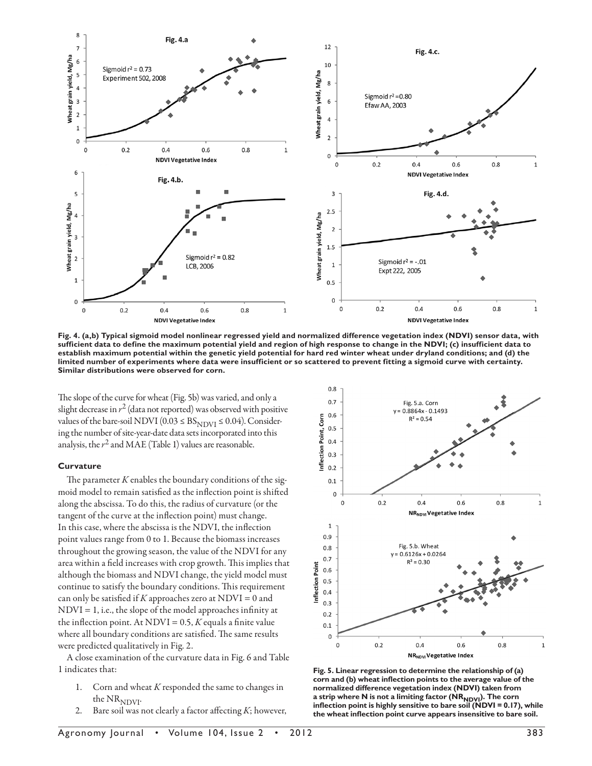Fig. 4. (a,b) Typical sigmoid model nonlinear regressed yield and normalized difference vegetation index (NDVI) sensor data, with sufficient data to define the maximum potential yield and region of high response to change in the NDVI; (c) insufficient data to establish maximum potential within the genetic yield potential for hard red winter wheat under dryland conditions; and (d) the limited number of experiments where data were insufficient or so scattered to prevent fitting a sigmoid curve with certainty. Similar distributions were observed for corn.

The slope of the curve for wheat (Fig. 5b) was varied, and only a slight decrease in $r^2$ (data not reported) was observed with positive values of the bare-soil NDVI ($0.03 \le BS_{NDVI} \le 0.04$). Considering the number of site-year-date data sets incorporated into this analysis, the $r^2$ and MAE (Table 1) values are reasonable.

### Curvature

The parameter $K$ enables the boundary conditions of the sigmoid model to remain satisfied as the inflection point is shifted along the abscissa. To do this, the radius of curvature (or the tangent of the curve at the inflection point) must change. In this case, where the abscissa is the NDVI, the inflection point values range from 0 to 1. Because the biomass increases throughout the growing season, the value of the NDVI for any area within a field increases with crop growth. This implies that although the biomass and NDVI change, the yield model must continue to satisfy the boundary conditions. This requirement can only be satisfied if $K$ approaches zero at NDVI = 0 and NDVI = 1, i.e., the slope of the model approaches infinity at the inflection point. At NDVI = 0.5, $K$ equals a finite value where all boundary conditions are satisfied. The same results were predicted qualitatively in Fig. 2.

A close examination of the curvature data in Fig. 6 and Table 1 indicates that:

1. Corn and wheat $K$ responded the same to changes in the $NR_{NDVI}$.
2. Bare soil was not clearly a factor affecting $K$; however,

Fig. 5. Linear regression to determine the relationship of (a) corn and (b) wheat inflection points to the average value of the normalized difference vegetation index (NDVI) taken from a strip where N is not a limiting factor ($NR_{NDVI}$). The corn inflection point is highly sensitive to bare soil (NDVI = 0.17), while the wheat inflection point curve appears insensitive to bare soil.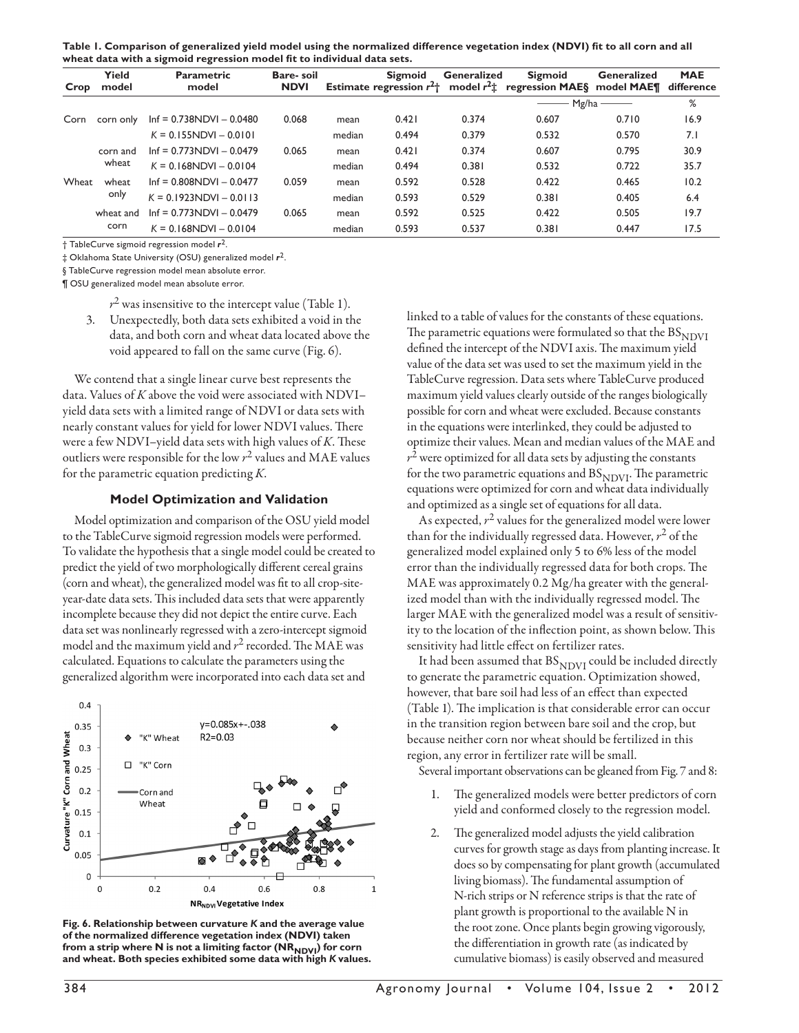**Table 1. Comparison of generalized yield model using the normalized difference vegetation index (NDVI) fit to all corn and all wheat data with a sigmoid regression model fit to individual data sets.**

| Crop | Yield model | Parametric model | Bare- soil NDVI | Estimate | Sigmoid regression $r^2$† | Generalized model $r^2$‡ | Sigmoid regression MAE§ | Generalized model MAE¶ | MAE difference |
|---|---|---|---|---|---|---|---|---|---|
| | | | | | | | ——— Mg/ha ——— | | % |
| Corn | corn only | Inf = 0.738NDVI – 0.0480 | 0.068 | mean | 0.421 | 0.374 | 0.607 | 0.710 | 16.9 |
| | | $K$ = 0.155NDVI – 0.0101 | | median | 0.494 | 0.379 | 0.532 | 0.570 | 7.1 |
| | corn and wheat | Inf = 0.773NDVI – 0.0479 | 0.065 | mean | 0.421 | 0.374 | 0.607 | 0.795 | 30.9 |
| | | $K$ = 0.168NDVI – 0.0104 | | median | 0.494 | 0.381 | 0.532 | 0.722 | 35.7 |
| Wheat | wheat only | Inf = 0.808NDVI – 0.0477 | 0.059 | mean | 0.592 | 0.528 | 0.422 | 0.465 | 10.2 |
| | | $K$ = 0.1923NDVI – 0.0113 | | median | 0.593 | 0.529 | 0.381 | 0.405 | 6.4 |
| | wheat and corn | Inf = 0.773NDVI – 0.0479 | 0.065 | mean | 0.592 | 0.525 | 0.422 | 0.505 | 19.7 |
| | | $K$ = 0.168NDVI – 0.0104 | | median | 0.593 | 0.537 | 0.381 | 0.447 | 17.5 |

† TableCurve sigmoid regression model $r^2$.

‡ Oklahoma State University (OSU) generalized model $r^2$.

§ TableCurve regression model mean absolute error.

¶ OSU generalized model mean absolute error.

$r^2$ was insensitive to the intercept value (Table 1).

3. Unexpectedly, both data sets exhibited a void in the data, and both corn and wheat data located above the void appeared to fall on the same curve (Fig. 6).

We contend that a single linear curve best represents the data. Values of $K$ above the void were associated with NDVI–yield data sets with a limited range of NDVI or data sets with nearly constant values for yield for lower NDVI values. There were a few NDVI–yield data sets with high values of $K$. These outliers were responsible for the low $r^2$ values and MAE values for the parametric equation predicting $K$.

### Model Optimization and Validation

Model optimization and comparison of the OSU yield model to the TableCurve sigmoid regression models were performed. To validate the hypothesis that a single model could be created to predict the yield of two morphologically different cereal grains (corn and wheat), the generalized model was fit to all crop-site-year-date data sets. This included data sets that were apparently incomplete because they did not depict the entire curve. Each data set was nonlinearly regressed with a zero-intercept sigmoid model and the maximum yield and $r^2$ recorded. The MAE was calculated. Equations to calculate the parameters using the generalized algorithm were incorporated into each data set and linked to a table of values for the constants of these equations. The parametric equations were formulated so that the $BS_{NDVI}$ defined the intercept of the NDVI axis. The maximum yield value of the data set was used to set the maximum yield in the TableCurve regression. Data sets where TableCurve produced maximum yield values clearly outside of the ranges biologically possible for corn and wheat were excluded. Because constants in the equations were interlinked, they could be adjusted to optimize their values. Mean and median values of the MAE and $r^2$ were optimized for all data sets by adjusting the constants for the two parametric equations and $BS_{NDVI}$. The parametric equations were optimized for corn and wheat data individually and optimized as a single set of equations for all data.

Fig. 6. Relationship between curvature $K$ and the average value of the normalized difference vegetation index (NDVI) taken from a strip where N is not a limiting factor ($NR_{NDVI}$) for corn and wheat. Both species exhibited some data with high $K$ values.

As expected, $r^2$ values for the generalized model were lower than for the individually regressed data. However, $r^2$ of the generalized model explained only 5 to 6% less of the model error than the individually regressed data for both crops. The MAE was approximately 0.2 Mg/ha greater with the generalized model than with the individually regressed model. The larger MAE with the generalized model was a result of sensitivity to the location of the inflection point, as shown below. This sensitivity had little effect on fertilizer rates.

It had been assumed that $BS_{NDVI}$ could be included directly to generate the parametric equation. Optimization showed, however, that bare soil had less of an effect than expected (Table 1). The implication is that considerable error can occur in the transition region between bare soil and the crop, but because neither corn nor wheat should be fertilized in this region, any error in fertilizer rate will be small.

Several important observations can be gleaned from Fig. 7 and 8:

1. The generalized models were better predictors of corn yield and conformed closely to the regression model.
2. The generalized model adjusts the yield calibration curves for growth stage as days from planting increase. It does so by compensating for plant growth (accumulated living biomass). The fundamental assumption of N-rich strips or N reference strips is that the rate of plant growth is proportional to the available N in the root zone. Once plants begin growing vigorously, the differentiation in growth rate (as indicated by cumulative biomass) is easily observed and measured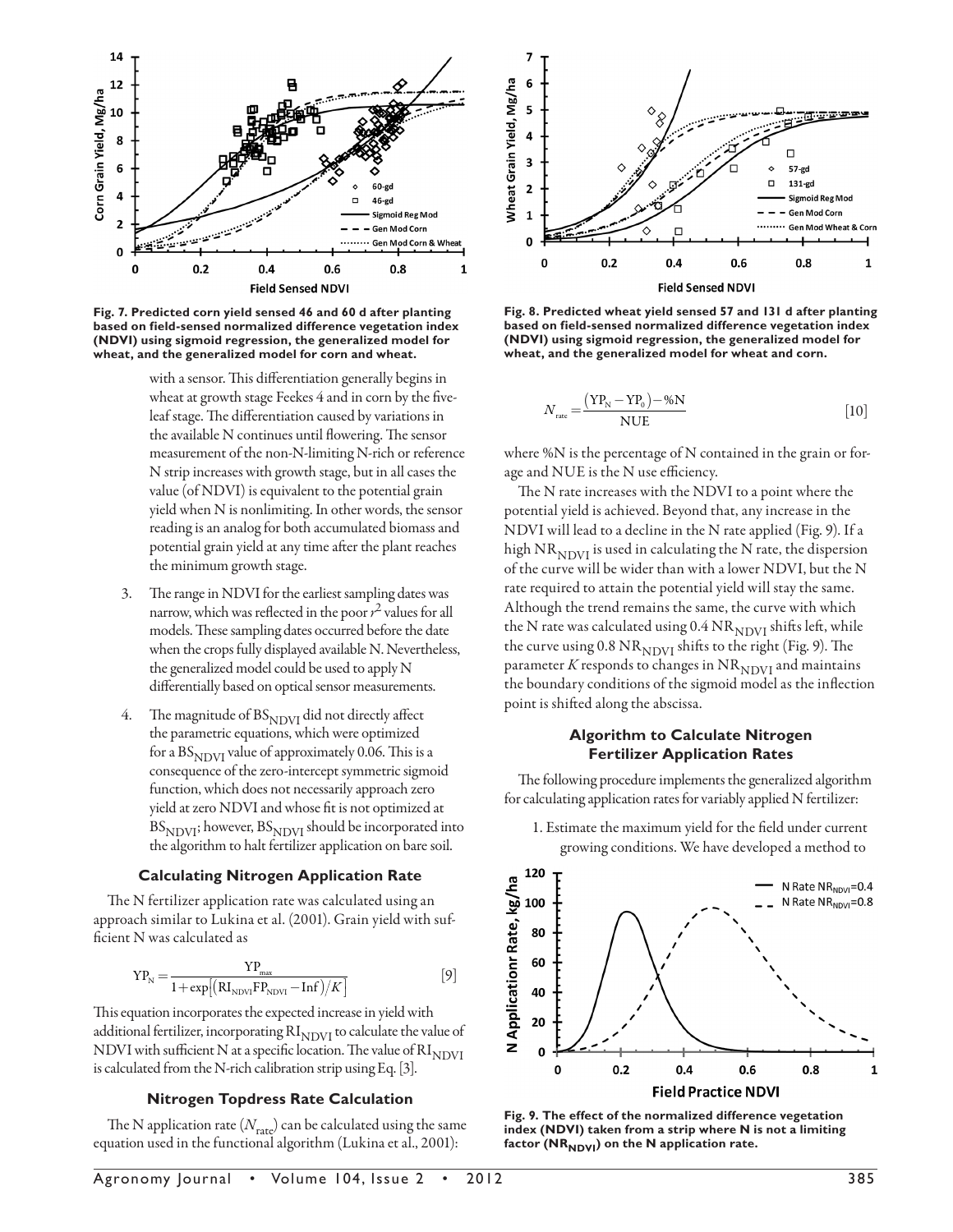Fig. 7. Predicted corn yield sensed 46 and 60 d after planting based on field-sensed normalized difference vegetation index (NDVI) using sigmoid regression, the generalized model for wheat, and the generalized model for corn and wheat.

Fig. 8. Predicted wheat yield sensed 57 and 131 d after planting based on field-sensed normalized difference vegetation index (NDVI) using sigmoid regression, the generalized model for wheat, and the generalized model for wheat and corn.

with a sensor. This differentiation generally begins in wheat at growth stage Feekes 4 and in corn by the five-leaf stage. The differentiation caused by variations in the available N continues until flowering. The sensor measurement of the non-N-limiting N-rich or reference N strip increases with growth stage, but in all cases the value (of NDVI) is equivalent to the potential grain yield when N is nonlimiting. In other words, the sensor reading is an analog for both accumulated biomass and potential grain yield at any time after the plant reaches the minimum growth stage.

3. The range in NDVI for the earliest sampling dates was narrow, which was reflected in the poor $r^2$ values for all models. These sampling dates occurred before the date when the crops fully displayed available N. Nevertheless, the generalized model could be used to apply N differentially based on optical sensor measurements.

4. The magnitude of $BS_{NDVI}$ did not directly affect the parametric equations, which were optimized for a $BS_{NDVI}$ value of approximately 0.06. This is a consequence of the zero-intercept symmetric sigmoid function, which does not necessarily approach zero yield at zero NDVI and whose fit is not optimized at $BS_{NDVI}$; however, $BS_{NDVI}$ should be incorporated into the algorithm to halt fertilizer application on bare soil.

### Calculating Nitrogen Application Rate

The N fertilizer application rate was calculated using an approach similar to Lukina et al. (2001). Grain yield with sufficient N was calculated as

$$YP_N = \frac{YP_{max}}{1+\exp\left[\left(RI_{NDVI}FP_{NDVI} - Inf\right)/K\right]} \quad [9]$$

This equation incorporates the expected increase in yield with additional fertilizer, incorporating $RI_{NDVI}$ to calculate the value of NDVI with sufficient N at a specific location. The value of $RI_{NDVI}$ is calculated from the N-rich calibration strip using Eq. [3].

### Nitrogen Topdress Rate Calculation

The N application rate ($N_{rate}$) can be calculated using the same equation used in the functional algorithm (Lukina et al., 2001):

$$N_{rate} = \frac{\left(YP_N - YP_0\right) - \%N}{NUE} \quad [10]$$

where %N is the percentage of N contained in the grain or forage and NUE is the N use efficiency.

The N rate increases with the NDVI to a point where the potential yield is achieved. Beyond that, any increase in the NDVI will lead to a decline in the N rate applied (Fig. 9). If a high $NR_{NDVI}$ is used in calculating the N rate, the dispersion of the curve will be wider than with a lower NDVI, but the N rate required to attain the potential yield will stay the same. Although the trend remains the same, the curve with which the N rate was calculated using 0.4 $NR_{NDVI}$ shifts left, while the curve using 0.8 $NR_{NDVI}$ shifts to the right (Fig. 9). The parameter $K$ responds to changes in $NR_{NDVI}$ and maintains the boundary conditions of the sigmoid model as the inflection point is shifted along the abscissa.

### Algorithm to Calculate Nitrogen Fertilizer Application Rates

The following procedure implements the generalized algorithm for calculating application rates for variably applied N fertilizer:

1. Estimate the maximum yield for the field under current growing conditions. We have developed a method to

Fig. 9. The effect of the normalized difference vegetation index (NDVI) taken from a strip where N is not a limiting factor ($NR_{NDVI}$) on the N application rate.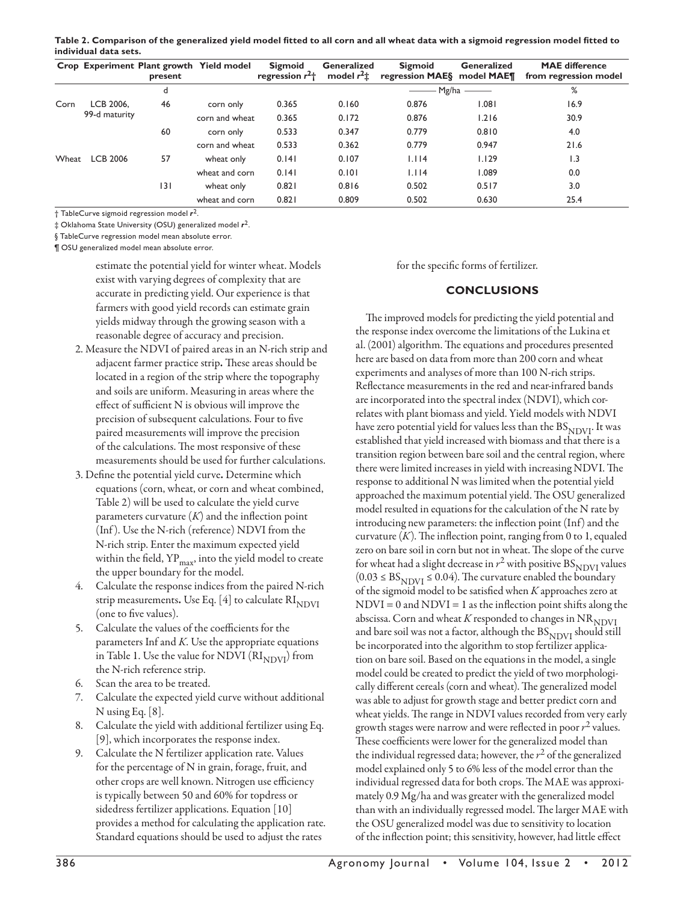**Table 2. Comparison of the generalized yield model fitted to all corn and all wheat data with a sigmoid regression model fitted to individual data sets.**

| Crop | Experiment | Plant growth present | Yield model | Sigmoid regression $r^2$† | Generalized model $r^2$‡ | Sigmoid regression MAE§ | Generalized model MAE¶ | MAE difference from regression model |
|---|---|---|---|---|---|---|---|---|
| | | d | | | | Mg/ha | | % |
| Corn | LCB 2006, 99-d maturity | 46 | corn only | 0.365 | 0.160 | 0.876 | 1.081 | 16.9 |
| | | | corn and wheat | 0.365 | 0.172 | 0.876 | 1.216 | 30.9 |
| | | 60 | corn only | 0.533 | 0.347 | 0.779 | 0.810 | 4.0 |
| | | | corn and wheat | 0.533 | 0.362 | 0.779 | 0.947 | 21.6 |
| Wheat | LCB 2006 | 57 | wheat only | 0.141 | 0.107 | 1.114 | 1.129 | 1.3 |
| | | | wheat and corn | 0.141 | 0.101 | 1.114 | 1.089 | 0.0 |
| | | 131 | wheat only | 0.821 | 0.816 | 0.502 | 0.517 | 3.0 |
| | | | wheat and corn | 0.821 | 0.809 | 0.502 | 0.630 | 25.4 |

† TableCurve sigmoid regression model $r^2$.

‡ Oklahoma State University (OSU) generalized model $r^2$.

§ TableCurve regression model mean absolute error.

¶ OSU generalized model mean absolute error.

estimate the potential yield for winter wheat. Models exist with varying degrees of complexity that are accurate in predicting yield. Our experience is that farmers with good yield records can estimate grain yields midway through the growing season with a reasonable degree of accuracy and precision.

2. Measure the NDVI of paired areas in an N-rich strip and adjacent farmer practice strip**.** These areas should be located in a region of the strip where the topography and soils are uniform. Measuring in areas where the effect of sufficient N is obvious will improve the precision of subsequent calculations. Four to five paired measurements will improve the precision of the calculations. The most responsive of these measurements should be used for further calculations.
3. Define the potential yield curve**.** Determine which equations (corn, wheat, or corn and wheat combined, Table 2) will be used to calculate the yield curve parameters curvature ($K$) and the inflection point (Inf). Use the N-rich (reference) NDVI from the N-rich strip. Enter the maximum expected yield within the field, $YP_{max}$, into the yield model to create the upper boundary for the model.
4. Calculate the response indices from the paired N-rich strip measurements**.** Use Eq. [4] to calculate $RI_{NDVI}$ (one to five values).
5. Calculate the values of the coefficients for the parameters Inf and $K$. Use the appropriate equations in Table 1. Use the value for NDVI ($RI_{NDVI}$) from the N-rich reference strip.
6. Scan the area to be treated.
7. Calculate the expected yield curve without additional N using Eq. [8].
8. Calculate the yield with additional fertilizer using Eq. [9], which incorporates the response index.
9. Calculate the N fertilizer application rate. Values for the percentage of N in grain, forage, fruit, and other crops are well known. Nitrogen use efficiency is typically between 50 and 60% for topdress or sidedress fertilizer applications. Equation [10] provides a method for calculating the application rate. Standard equations should be used to adjust the rates for the specific forms of fertilizer.

## CONCLUSIONS

The improved models for predicting the yield potential and the response index overcome the limitations of the Lukina et al. (2001) algorithm. The equations and procedures presented here are based on data from more than 200 corn and wheat experiments and analyses of more than 100 N-rich strips. Reflectance measurements in the red and near-infrared bands are incorporated into the spectral index (NDVI), which correlates with plant biomass and yield. Yield models with NDVI have zero potential yield for values less than the $BS_{NDVI}$. It was established that yield increased with biomass and that there is a transition region between bare soil and the central region, where there were limited increases in yield with increasing NDVI. The response to additional N was limited when the potential yield approached the maximum potential yield. The OSU generalized model resulted in equations for the calculation of the N rate by introducing new parameters: the inflection point (Inf) and the curvature ($K$). The inflection point, ranging from 0 to 1, equaled zero on bare soil in corn but not in wheat. The slope of the curve for wheat had a slight decrease in $r^2$ with positive $BS_{NDVI}$ values ($0.03 \le BS_{NDVI} \le 0.04$). The curvature enabled the boundary of the sigmoid model to be satisfied when $K$ approaches zero at NDVI = 0 and NDVI = 1 as the inflection point shifts along the abscissa. Corn and wheat $K$ responded to changes in $NR_{NDVI}$ and bare soil was not a factor, although the $BS_{NDVI}$ should still be incorporated into the algorithm to stop fertilizer application on bare soil. Based on the equations in the model, a single model could be created to predict the yield of two morphologically different cereals (corn and wheat). The generalized model was able to adjust for growth stage and better predict corn and wheat yields. The range in NDVI values recorded from very early growth stages were narrow and were reflected in poor $r^2$ values. These coefficients were lower for the generalized model than the individual regressed data; however, the $r^2$ of the generalized model explained only 5 to 6% less of the model error than the individual regressed data for both crops. The MAE was approximately 0.9 Mg/ha and was greater with the generalized model than with an individually regressed model. The larger MAE with the OSU generalized model was due to sensitivity to location of the inflection point; this sensitivity, however, had little effect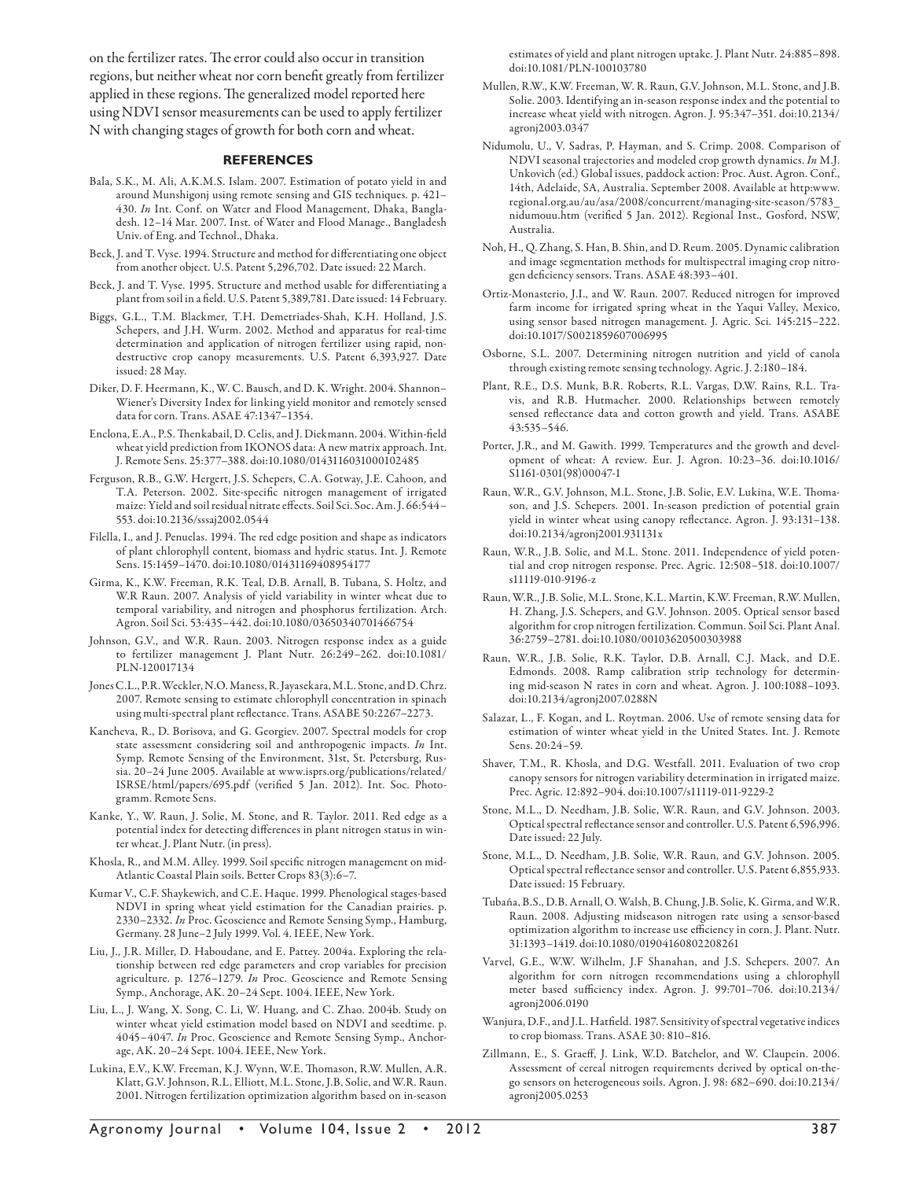on the fertilizer rates. The error could also occur in transition regions, but neither wheat nor corn benefit greatly from fertilizer applied in these regions. The generalized model reported here using NDVI sensor measurements can be used to apply fertilizer N with changing stages of growth for both corn and wheat.

## REFERENCES

Bala, S.K., M. Ali, A.K.M.S. Islam. 2007. Estimation of potato yield in and around Munshigonj using remote sensing and GIS techniques. p. 421–430. *In* Int. Conf. on Water and Flood Management, Dhaka, Bangladesh. 12–14 Mar. 2007. Inst. of Water and Flood Manage., Bangladesh Univ. of Eng. and Technol., Dhaka.

Beck, J. and T. Vyse. 1994. Structure and method for differentiating one object from another object. U.S. Patent 5,296,702. Date issued: 22 March.

Beck, J. and T. Vyse. 1995. Structure and method usable for differentiating a plant from soil in a field. U.S. Patent 5,389,781. Date issued: 14 February.

Biggs, G.L., T.M. Blackmer, T.H. Demetriades-Shah, K.H. Holland, J.S. Schepers, and J.H. Wurm. 2002. Method and apparatus for real-time determination and application of nitrogen fertilizer using rapid, non-destructive crop canopy measurements. U.S. Patent 6,393,927. Date issued: 28 May.

Diker, D. F. Heermann, K., W. C. Bausch, and D. K. Wright. 2004. Shannon–Wiener's Diversity Index for linking yield monitor and remotely sensed data for corn. Trans. ASAE 47:1347–1354.

Enclona, E.A., P.S. Thenkabail, D. Celis, and J. Diekmann. 2004. Within-field wheat yield prediction from IKONOS data: A new matrix approach. Int. J. Remote Sens. 25:377–388. doi:10.1080/0143116031000102485

Ferguson, R.B., G.W. Hergert, J.S. Schepers, C.A. Gotway, J.E. Cahoon, and T.A. Peterson. 2002. Site-specific nitrogen management of irrigated maize: Yield and soil residual nitrate effects. Soil Sci. Soc. Am. J. 66:544–553. doi:10.2136/sssaj2002.0544

Filella, I., and J. Penuelas. 1994. The red edge position and shape as indicators of plant chlorophyll content, biomass and hydric status. Int. J. Remote Sens. 15:1459–1470. doi:10.1080/01431169408954177

Girma, K., K.W. Freeman, R.K. Teal, D.B. Arnall, B. Tubana, S. Holtz, and W.R Raun. 2007. Analysis of yield variability in winter wheat due to temporal variability, and nitrogen and phosphorus fertilization. Arch. Agron. Soil Sci. 53:435–442. doi:10.1080/03650340701466754

Johnson, G.V., and W.R. Raun. 2003. Nitrogen response index as a guide to fertilizer management J. Plant Nutr. 26:249–262. doi:10.1081/PLN-120017134

Jones C.L., P.R. Weckler, N.O. Maness, R. Jayasekara, M.L. Stone, and D. Chrz. 2007. Remote sensing to estimate chlorophyll concentration in spinach using multi-spectral plant reflectance. Trans. ASABE 50:2267–2273.

Kancheva, R., D. Borisova, and G. Georgiev. 2007. Spectral models for crop state assessment considering soil and anthropogenic impacts. *In* Int. Symp. Remote Sensing of the Environment, 31st, St. Petersburg, Russia. 20–24 June 2005. Available at www.isprs.org/publications/related/ISRSE/html/papers/695.pdf (verified 5 Jan. 2012). Int. Soc. Photogramm. Remote Sens.

Kanke, Y., W. Raun, J. Solie, M. Stone, and R. Taylor. 2011. Red edge as a potential index for detecting differences in plant nitrogen status in winter wheat. J. Plant Nutr. (in press).

Khosla, R., and M.M. Alley. 1999. Soil specific nitrogen management on mid-Atlantic Coastal Plain soils. Better Crops 83(3):6–7.

Kumar V., C.F. Shaykewich, and C.E. Haque. 1999. Phenological stages-based NDVI in spring wheat yield estimation for the Canadian prairies. p. 2330–2332. *In* Proc. Geoscience and Remote Sensing Symp., Hamburg, Germany. 28 June–2 July 1999. Vol. 4. IEEE, New York.

Liu, J., J.R. Miller, D. Haboudane, and E. Pattey. 2004a. Exploring the relationship between red edge parameters and crop variables for precision agriculture. p. 1276–1279. *In* Proc. Geoscience and Remote Sensing Symp., Anchorage, AK. 20–24 Sept. 1004. IEEE, New York.

Liu, L., J. Wang, X. Song, C. Li, W. Huang, and C. Zhao. 2004b. Study on winter wheat yield estimation model based on NDVI and seedtime. p. 4045–4047. *In* Proc. Geoscience and Remote Sensing Symp., Anchorage, AK. 20–24 Sept. 1004. IEEE, New York.

Lukina, E.V., K.W. Freeman, K.J. Wynn, W.E. Thomason, R.W. Mullen, A.R. Klatt, G.V. Johnson, R.L. Elliott, M.L. Stone, J.B. Solie, and W.R. Raun. 2001. Nitrogen fertilization optimization algorithm based on in-season estimates of yield and plant nitrogen uptake. J. Plant Nutr. 24:885–898. doi:10.1081/PLN-100103780

Mullen, R.W., K.W. Freeman, W. R. Raun, G.V. Johnson, M.L. Stone, and J.B. Solie. 2003. Identifying an in-season response index and the potential to increase wheat yield with nitrogen. Agron. J. 95:347–351. doi:10.2134/agronj2003.0347

Nidumolu, U., V. Sadras, P. Hayman, and S. Crimp. 2008. Comparison of NDVI seasonal trajectories and modeled crop growth dynamics. *In* M.J. Unkovich (ed.) Global issues, paddock action: Proc. Aust. Agron. Conf., 14th, Adelaide, SA, Australia. September 2008. Available at http:www.regional.org.au/au/asa/2008/concurrent/managing-site-season/5783_nidumouu.htm (verified 5 Jan. 2012). Regional Inst., Gosford, NSW, Australia.

Noh, H., Q. Zhang, S. Han, B. Shin, and D. Reum. 2005. Dynamic calibration and image segmentation methods for multispectral imaging crop nitrogen deficiency sensors. Trans. ASAE 48:393–401.

Ortiz-Monasterio, J.I., and W. Raun. 2007. Reduced nitrogen for improved farm income for irrigated spring wheat in the Yaqui Valley, Mexico, using sensor based nitrogen management. J. Agric. Sci. 145:215–222. doi:10.1017/S0021859607006995

Osborne, S.L. 2007. Determining nitrogen nutrition and yield of canola through existing remote sensing technology. Agric. J. 2:180–184.

Plant, R.E., D.S. Munk, B.R. Roberts, R.L. Vargas, D.W. Rains, R.L. Travis, and R.B. Hutmacher. 2000. Relationships between remotely sensed reflectance data and cotton growth and yield. Trans. ASABE 43:535–546.

Porter, J.R., and M. Gawith. 1999. Temperatures and the growth and development of wheat: A review. Eur. J. Agron. 10:23–36. doi:10.1016/S1161-0301(98)00047-1

Raun, W.R., G.V. Johnson, M.L. Stone, J.B. Solie, E.V. Lukina, W.E. Thomason, and J.S. Schepers. 2001. In-season prediction of potential grain yield in winter wheat using canopy reflectance. Agron. J. 93:131–138. doi:10.2134/agronj2001.931131x

Raun, W.R., J.B. Solie, and M.L. Stone. 2011. Independence of yield potential and crop nitrogen response. Prec. Agric. 12:508–518. doi:10.1007/s11119-010-9196-z

Raun, W.R., J.B. Solie, M.L. Stone, K.L. Martin, K.W. Freeman, R.W. Mullen, H. Zhang, J.S. Schepers, and G.V. Johnson. 2005. Optical sensor based algorithm for crop nitrogen fertilization. Commun. Soil Sci. Plant Anal. 36:2759–2781. doi:10.1080/00103620500303988

Raun, W.R., J.B. Solie, R.K. Taylor, D.B. Arnall, C.J. Mack, and D.E. Edmonds. 2008. Ramp calibration strip technology for determining mid-season N rates in corn and wheat. Agron. J. 100:1088–1093. doi:10.2134/agronj2007.0288N

Salazar, L., F. Kogan, and L. Roytman. 2006. Use of remote sensing data for estimation of winter wheat yield in the United States. Int. J. Remote Sens. 20:24–59.

Shaver, T.M., R. Khosla, and D.G. Westfall. 2011. Evaluation of two crop canopy sensors for nitrogen variability determination in irrigated maize. Prec. Agric. 12:892–904. doi:10.1007/s11119-011-9229-2

Stone, M.L., D. Needham, J.B. Solie, W.R. Raun, and G.V. Johnson. 2003. Optical spectral reflectance sensor and controller. U.S. Patent 6,596,996. Date issued: 22 July.

Stone, M.L., D. Needham, J.B. Solie, W.R. Raun, and G.V. Johnson. 2005. Optical spectral reflectance sensor and controller. U.S. Patent 6,855,933. Date issued: 15 February.

Tubaña, B.S., D.B. Arnall, O. Walsh, B. Chung, J.B. Solie, K. Girma, and W.R. Raun. 2008. Adjusting midseason nitrogen rate using a sensor-based optimization algorithm to increase use efficiency in corn. J. Plant. Nutr. 31:1393–1419. doi:10.1080/01904160802208261

Varvel, G.E., W.W. Wilhelm, J.F Shanahan, and J.S. Schepers. 2007. An algorithm for corn nitrogen recommendations using a chlorophyll meter based sufficiency index. Agron. J. 99:701–706. doi:10.2134/agronj2006.0190

Wanjura, D.F., and J.L. Hatfield. 1987. Sensitivity of spectral vegetative indices to crop biomass. Trans. ASAE 30: 810–816.

Zillmann, E., S. Graeff, J. Link, W.D. Batchelor, and W. Claupein. 2006. Assessment of cereal nitrogen requirements derived by optical on-the-go sensors on heterogeneous soils. Agron. J. 98: 682–690. doi:10.2134/agronj2005.0253